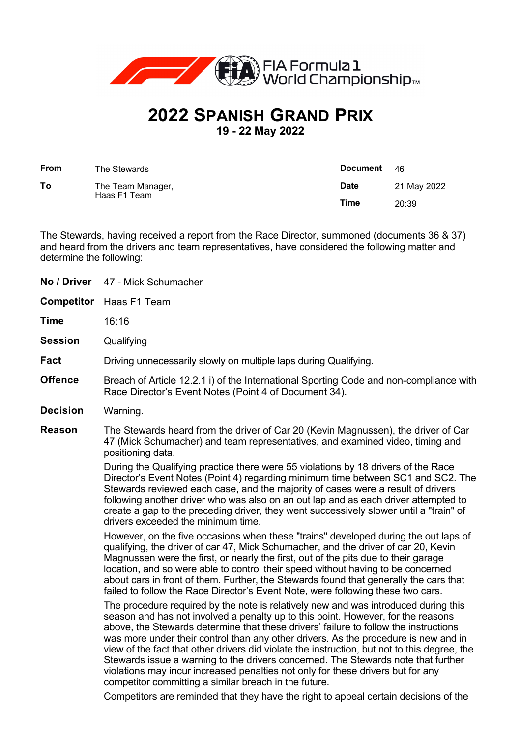FIA Formula 1 World Championship™

# 2022 Spanish Grand Prix

**19 - 22 May 2022**

| | | | |
|---|---|---|---|
| **From** | The Stewards | **Document** | 46 |
| **To** | The Team Manager, Haas F1 Team | **Date** | 21 May 2022 |
| | | **Time** | 20:39 |

The Stewards, having received a report from the Race Director, summoned (documents 36 & 37) and heard from the drivers and team representatives, have considered the following matter and determine the following:

**No / Driver** 47 - Mick Schumacher

**Competitor** Haas F1 Team

**Time** 16:16

**Session** Qualifying

**Fact** Driving unnecessarily slowly on multiple laps during Qualifying.

**Offence** Breach of Article 12.2.1 i) of the International Sporting Code and non-compliance with Race Director's Event Notes (Point 4 of Document 34).

**Decision** Warning.

**Reason** The Stewards heard from the driver of Car 20 (Kevin Magnussen), the driver of Car 47 (Mick Schumacher) and team representatives, and examined video, timing and positioning data.

During the Qualifying practice there were 55 violations by 18 drivers of the Race Director's Event Notes (Point 4) regarding minimum time between SC1 and SC2. The Stewards reviewed each case, and the majority of cases were a result of drivers following another driver who was also on an out lap and as each driver attempted to create a gap to the preceding driver, they went successively slower until a "train" of drivers exceeded the minimum time.

However, on the five occasions when these "trains" developed during the out laps of qualifying, the driver of car 47, Mick Schumacher, and the driver of car 20, Kevin Magnussen were the first, or nearly the first, out of the pits due to their garage location, and so were able to control their speed without having to be concerned about cars in front of them. Further, the Stewards found that generally the cars that failed to follow the Race Director's Event Note, were following these two cars.

The procedure required by the note is relatively new and was introduced during this season and has not involved a penalty up to this point. However, for the reasons above, the Stewards determine that these drivers' failure to follow the instructions was more under their control than any other drivers. As the procedure is new and in view of the fact that other drivers did violate the instruction, but not to this degree, the Stewards issue a warning to the drivers concerned. The Stewards note that further violations may incur increased penalties not only for these drivers but for any competitor committing a similar breach in the future.

Competitors are reminded that they have the right to appeal certain decisions of the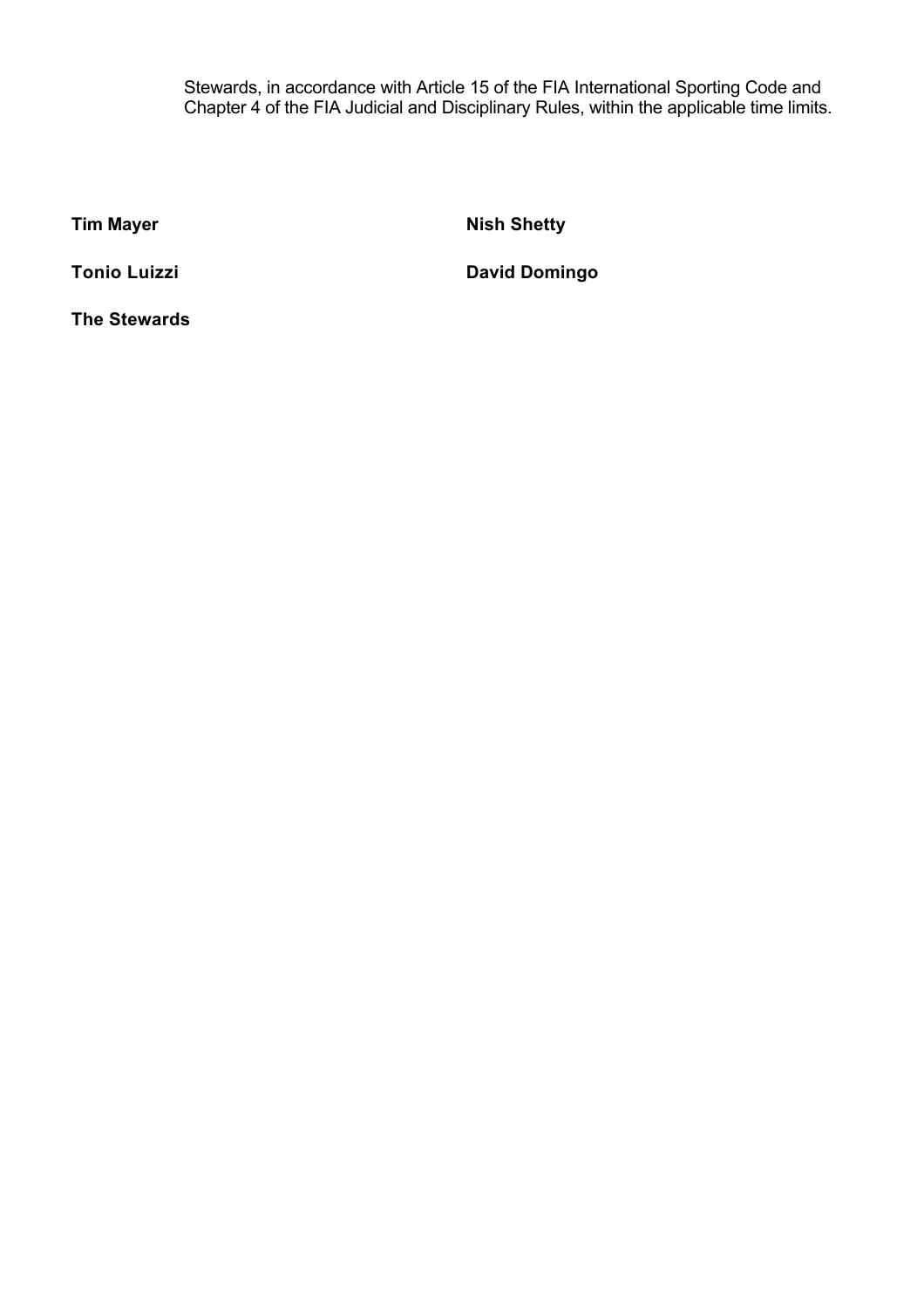Stewards, in accordance with Article 15 of the FIA International Sporting Code and Chapter 4 of the FIA Judicial and Disciplinary Rules, within the applicable time limits.

**Tim Mayer**

**Nish Shetty**

**Tonio Luizzi**

**David Domingo**

**The Stewards**